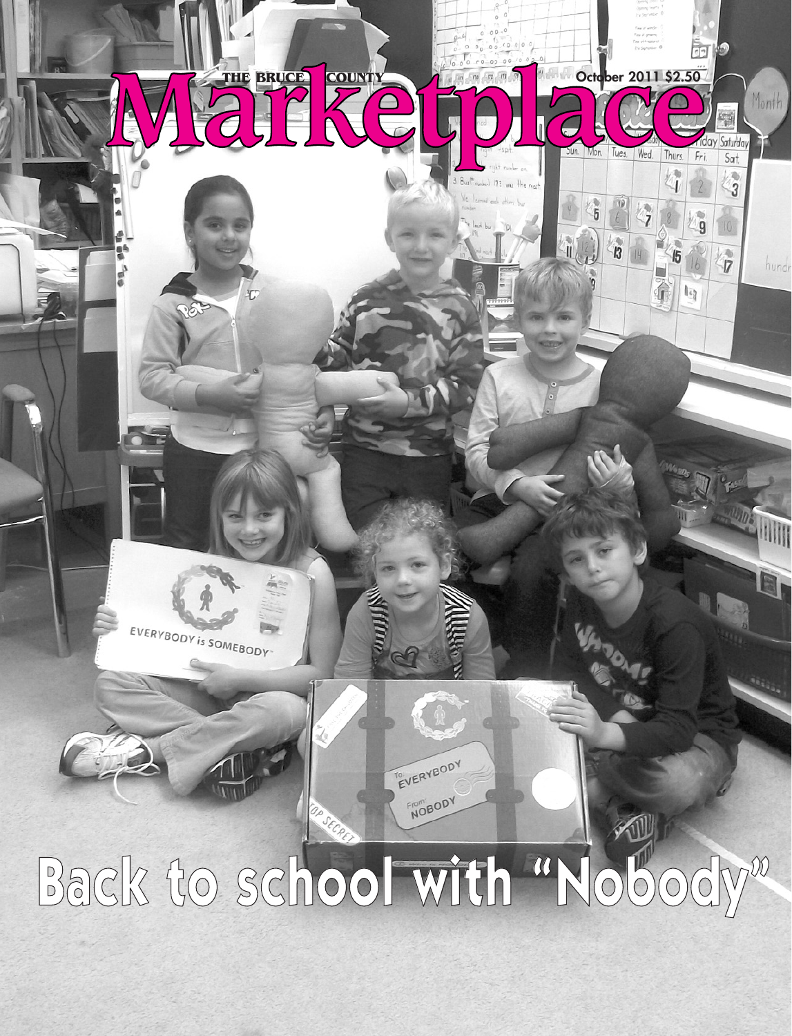THE BRUCE COUNTY

# Marketplace

October 2011 $2.50

# Back to school with "Nobody"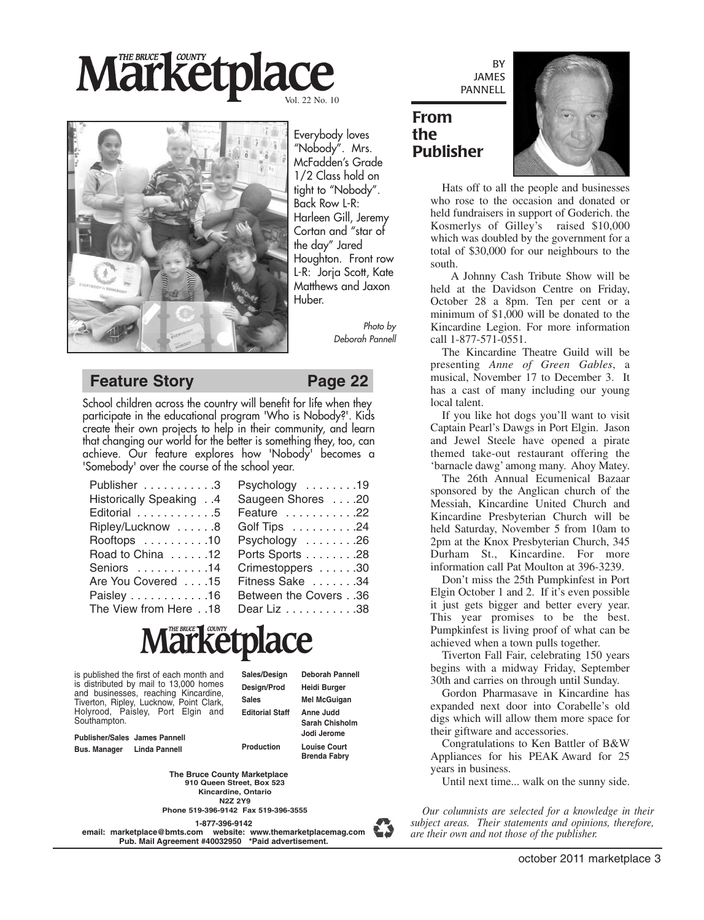# The Bruce County Marketplace

Vol. 22 No. 10

Everybody loves "Nobody". Mrs. McFadden's Grade 1/2 Class hold on tight to "Nobody". Back Row L-R: Harleen Gill, Jeremy Cortan and "star of the day" Jared Houghton. Front row L-R: Jorja Scott, Kate Matthews and Jaxon Huber.

*Photo by Deborah Pannell*

## Feature Story — Page 22

School children across the country will benefit for life when they participate in the educational program 'Who is Nobody?'. Kids create their own projects to help in their community, and learn that changing our world for the better is something they, too, can achieve. Our feature explores how 'Nobody' becomes a 'Somebody' over the course of the school year.

| | | | |
|---|---|---|---|
| Publisher | 3 | Psychology | 19 |
| Historically Speaking | 4 | Saugeen Shores | 20 |
| Editorial | 5 | Feature | 22 |
| Ripley/Lucknow | 8 | Golf Tips | 24 |
| Rooftops | 10 | Psychology | 26 |
| Road to China | 12 | Ports Sports | 28 |
| Seniors | 14 | Crimestoppers | 30 |
| Are You Covered | 15 | Fitness Sake | 34 |
| Paisley | 16 | Between the Covers | 36 |
| The View from Here | 18 | Dear Liz | 38 |

## The Bruce County Marketplace

is published the first of each month and is distributed by mail to 13,000 homes and businesses, reaching Kincardine, Tiverton, Ripley, Lucknow, Point Clark, Holyrood, Paisley, Port Elgin and Southampton.

**Publisher/Sales** James Pannell
**Bus. Manager** Linda Pannell

**Sales/Design** Deborah Pannell
**Design/Prod** Heidi Burger
**Sales** Mel McGuigan
**Editorial Staff** Anne Judd, Sarah Chisholm, Jodi Jerome
**Production** Louise Court, Brenda Fabry

**The Bruce County Marketplace**
**910 Queen Street, Box 523**
**Kincardine, Ontario**
**N2Z 2Y9**
**Phone 519-396-9142 Fax 519-396-3555**
**1-877-396-9142**
**email: marketplace@bmts.com website: www.themarketplacemag.com**
**Pub. Mail Agreement #40032950 \*Paid advertisement.**

## From the Publisher

BY JAMES PANNELL

Hats off to all the people and businesses who rose to the occasion and donated or held fundraisers in support of Goderich. the Kosmerlys of Gilley's raised $10,000 which was doubled by the government for a total of $30,000 for our neighbours to the south.

A Johnny Cash Tribute Show will be held at the Davidson Centre on Friday, October 28 a 8pm. Ten per cent or a minimum of $1,000 will be donated to the Kincardine Legion. For more information call 1-877-571-0551.

The Kincardine Theatre Guild will be presenting *Anne of Green Gables*, a musical, November 17 to December 3. It has a cast of many including our young local talent.

If you like hot dogs you'll want to visit Captain Pearl's Dawgs in Port Elgin. Jason and Jewel Steele have opened a pirate themed take-out restaurant offering the 'barnacle dawg' among many. Ahoy Matey.

The 26th Annual Ecumenical Bazaar sponsored by the Anglican church of the Messiah, Kincardine United Church and Kincardine Presbyterian Church will be held Saturday, November 5 from 10am to 2pm at the Knox Presbyterian Church, 345 Durham St., Kincardine. For more information call Pat Moulton at 396-3239.

Don't miss the 25th Pumpkinfest in Port Elgin October 1 and 2. If it's even possible it just gets bigger and better every year. This year promises to be the best. Pumpkinfest is living proof of what can be achieved when a town pulls together.

Tiverton Fall Fair, celebrating 150 years begins with a midway Friday, September 30th and carries on through until Sunday.

Gordon Pharmasave in Kincardine has expanded next door into Corabelle's old digs which will allow them more space for their giftware and accessories.

Congratulations to Ken Battler of B&W Appliances for his PEAK Award for 25 years in business.

Until next time... walk on the sunny side.

*Our columnists are selected for a knowledge in their subject areas. Their statements and opinions, therefore, are their own and not those of the publisher.*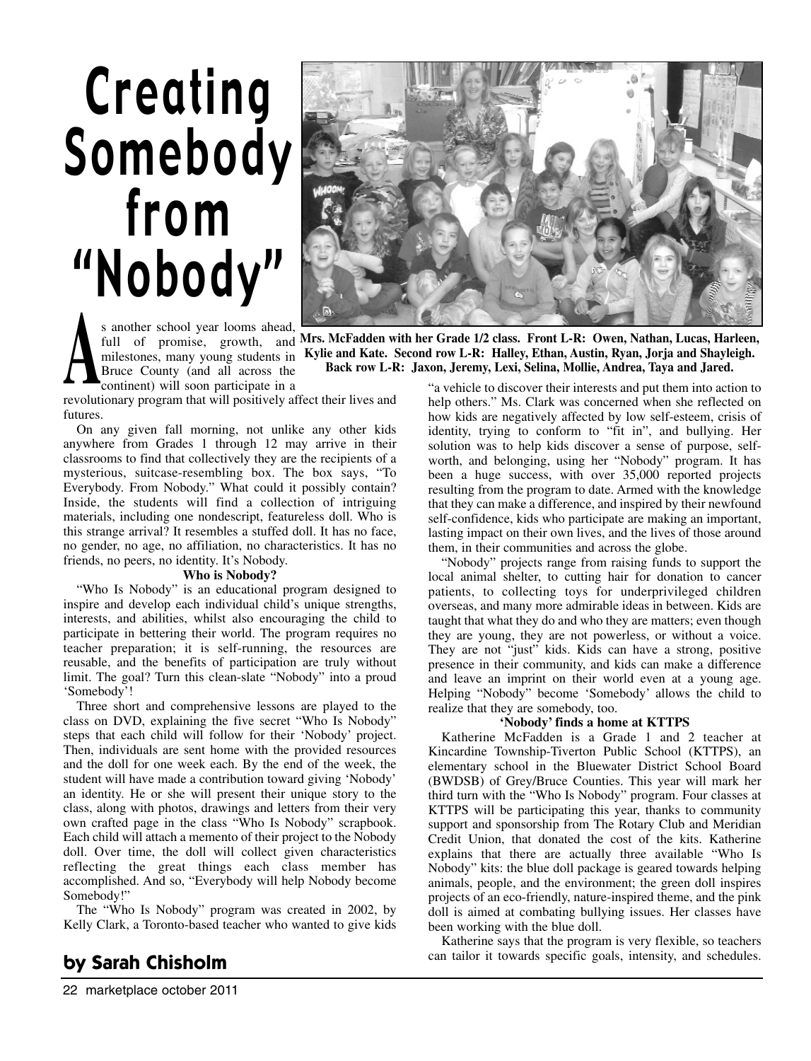# Creating Somebody from "Nobody"

**Mrs. McFadden with her Grade 1/2 class. Front L-R: Owen, Nathan, Lucas, Harleen, Kylie and Kate. Second row L-R: Halley, Ethan, Austin, Ryan, Jorja and Shayleigh. Back row L-R: Jaxon, Jeremy, Lexi, Selina, Mollie, Andrea, Taya and Jared.**

As another school year looms ahead, full of promise, growth, and milestones, many young students in Bruce County (and all across the continent) will soon participate in a revolutionary program that will positively affect their lives and futures.

On any given fall morning, not unlike any other kids anywhere from Grades 1 through 12 may arrive in their classrooms to find that collectively they are the recipients of a mysterious, suitcase-resembling box. The box says, "To Everybody. From Nobody." What could it possibly contain? Inside, the students will find a collection of intriguing materials, including one nondescript, featureless doll. Who is this strange arrival? It resembles a stuffed doll. It has no face, no gender, no age, no affiliation, no characteristics. It has no friends, no peers, no identity. It's Nobody.

**Who is Nobody?**

"Who Is Nobody" is an educational program designed to inspire and develop each individual child's unique strengths, interests, and abilities, whilst also encouraging the child to participate in bettering their world. The program requires no teacher preparation; it is self-running, the resources are reusable, and the benefits of participation are truly without limit. The goal? Turn this clean-slate "Nobody" into a proud 'Somebody'!

Three short and comprehensive lessons are played to the class on DVD, explaining the five secret "Who Is Nobody" steps that each child will follow for their 'Nobody' project. Then, individuals are sent home with the provided resources and the doll for one week each. By the end of the week, the student will have made a contribution toward giving 'Nobody' an identity. He or she will present their unique story to the class, along with photos, drawings and letters from their very own crafted page in the class "Who Is Nobody" scrapbook. Each child will attach a memento of their project to the Nobody doll. Over time, the doll will collect given characteristics reflecting the great things each class member has accomplished. And so, "Everybody will help Nobody become Somebody!"

The "Who Is Nobody" program was created in 2002, by Kelly Clark, a Toronto-based teacher who wanted to give kids "a vehicle to discover their interests and put them into action to help others." Ms. Clark was concerned when she reflected on how kids are negatively affected by low self-esteem, crisis of identity, trying to conform to "fit in", and bullying. Her solution was to help kids discover a sense of purpose, self-worth, and belonging, using her "Nobody" program. It has been a huge success, with over 35,000 reported projects resulting from the program to date. Armed with the knowledge that they can make a difference, and inspired by their newfound self-confidence, kids who participate are making an important, lasting impact on their own lives, and the lives of those around them, in their communities and across the globe.

"Nobody" projects range from raising funds to support the local animal shelter, to cutting hair for donation to cancer patients, to collecting toys for underprivileged children overseas, and many more admirable ideas in between. Kids are taught that what they do and who they are matters; even though they are young, they are not powerless, or without a voice. They are not "just" kids. Kids can have a strong, positive presence in their community, and kids can make a difference and leave an imprint on their world even at a young age. Helping "Nobody" become 'Somebody' allows the child to realize that they are somebody, too.

**'Nobody' finds a home at KTTPS**

Katherine McFadden is a Grade 1 and 2 teacher at Kincardine Township-Tiverton Public School (KTTPS), an elementary school in the Bluewater District School Board (BWDSB) of Grey/Bruce Counties. This year will mark her third turn with the "Who Is Nobody" program. Four classes at KTTPS will be participating this year, thanks to community support and sponsorship from The Rotary Club and Meridian Credit Union, that donated the cost of the kits. Katherine explains that there are actually three available "Who Is Nobody" kits: the blue doll package is geared towards helping animals, people, and the environment; the green doll inspires projects of an eco-friendly, nature-inspired theme, and the pink doll is aimed at combating bullying issues. Her classes have been working with the blue doll.

Katherine says that the program is very flexible, so teachers can tailor it towards specific goals, intensity, and schedules.

**by Sarah Chisholm**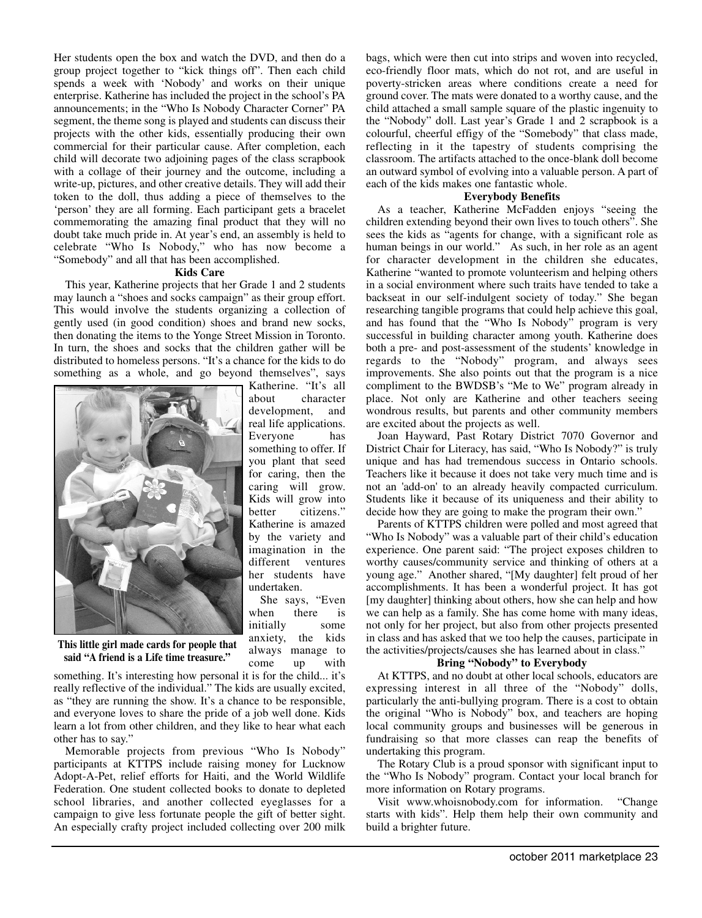Her students open the box and watch the DVD, and then do a group project together to "kick things off". Then each child spends a week with 'Nobody' and works on their unique enterprise. Katherine has included the project in the school's PA announcements; in the "Who Is Nobody Character Corner" PA segment, the theme song is played and students can discuss their projects with the other kids, essentially producing their own commercial for their particular cause. After completion, each child will decorate two adjoining pages of the class scrapbook with a collage of their journey and the outcome, including a write-up, pictures, and other creative details. They will add their token to the doll, thus adding a piece of themselves to the 'person' they are all forming. Each participant gets a bracelet commemorating the amazing final product that they will no doubt take much pride in. At year's end, an assembly is held to celebrate "Who Is Nobody," who has now become a "Somebody" and all that has been accomplished.

### Kids Care

This year, Katherine projects that her Grade 1 and 2 students may launch a "shoes and socks campaign" as their group effort. This would involve the students organizing a collection of gently used (in good condition) shoes and brand new socks, then donating the items to the Yonge Street Mission in Toronto. In turn, the shoes and socks that the children gather will be distributed to homeless persons. "It's a chance for the kids to do something as a whole, and go beyond themselves", says Katherine. "It's all about character development, and real life applications. Everyone has something to offer. If you plant that seed for caring, then the caring will grow. Kids will grow into better citizens." Katherine is amazed by the variety and imagination in the different ventures her students have undertaken.

This little girl made cards for people that said "A friend is a Life time treasure."

She says, "Even when there is initially some anxiety, the kids always manage to come up with something. It's interesting how personal it is for the child... it's really reflective of the individual." The kids are usually excited, as "they are running the show. It's a chance to be responsible, and everyone loves to share the pride of a job well done. Kids learn a lot from other children, and they like to hear what each other has to say."

Memorable projects from previous "Who Is Nobody" participants at KTTPS include raising money for Lucknow Adopt-A-Pet, relief efforts for Haiti, and the World Wildlife Federation. One student collected books to donate to depleted school libraries, and another collected eyeglasses for a campaign to give less fortunate people the gift of better sight. An especially crafty project included collecting over 200 milk bags, which were then cut into strips and woven into recycled, eco-friendly floor mats, which do not rot, and are useful in poverty-stricken areas where conditions create a need for ground cover. The mats were donated to a worthy cause, and the child attached a small sample square of the plastic ingenuity to the "Nobody" doll. Last year's Grade 1 and 2 scrapbook is a colourful, cheerful effigy of the "Somebody" that class made, reflecting in it the tapestry of students comprising the classroom. The artifacts attached to the once-blank doll become an outward symbol of evolving into a valuable person. A part of each of the kids makes one fantastic whole.

### Everybody Benefits

As a teacher, Katherine McFadden enjoys "seeing the children extending beyond their own lives to touch others". She sees the kids as "agents for change, with a significant role as human beings in our world." As such, in her role as an agent for character development in the children she educates, Katherine "wanted to promote volunteerism and helping others in a social environment where such traits have tended to take a backseat in our self-indulgent society of today." She began researching tangible programs that could help achieve this goal, and has found that the "Who Is Nobody" program is very successful in building character among youth. Katherine does both a pre- and post-assessment of the students' knowledge in regards to the "Nobody" program, and always sees improvements. She also points out that the program is a nice compliment to the BWDSB's "Me to We" program already in place. Not only are Katherine and other teachers seeing wondrous results, but parents and other community members are excited about the projects as well.

Joan Hayward, Past Rotary District 7070 Governor and District Chair for Literacy, has said, "Who Is Nobody?" is truly unique and has had tremendous success in Ontario schools. Teachers like it because it does not take very much time and is not an 'add-on' to an already heavily compacted curriculum. Students like it because of its uniqueness and their ability to decide how they are going to make the program their own."

Parents of KTTPS children were polled and most agreed that "Who Is Nobody" was a valuable part of their child's education experience. One parent said: "The project exposes children to worthy causes/community service and thinking of others at a young age." Another shared, "[My daughter] felt proud of her accomplishments. It has been a wonderful project. It has got [my daughter] thinking about others, how she can help and how we can help as a family. She has come home with many ideas, not only for her project, but also from other projects presented in class and has asked that we too help the causes, participate in the activities/projects/causes she has learned about in class."

### Bring "Nobody" to Everybody

At KTTPS, and no doubt at other local schools, educators are expressing interest in all three of the "Nobody" dolls, particularly the anti-bullying program. There is a cost to obtain the original "Who is Nobody" box, and teachers are hoping local community groups and businesses will be generous in fundraising so that more classes can reap the benefits of undertaking this program.

The Rotary Club is a proud sponsor with significant input to the "Who Is Nobody" program. Contact your local branch for more information on Rotary programs.

Visit www.whoisnobody.com for information. "Change starts with kids". Help them help their own community and build a brighter future.